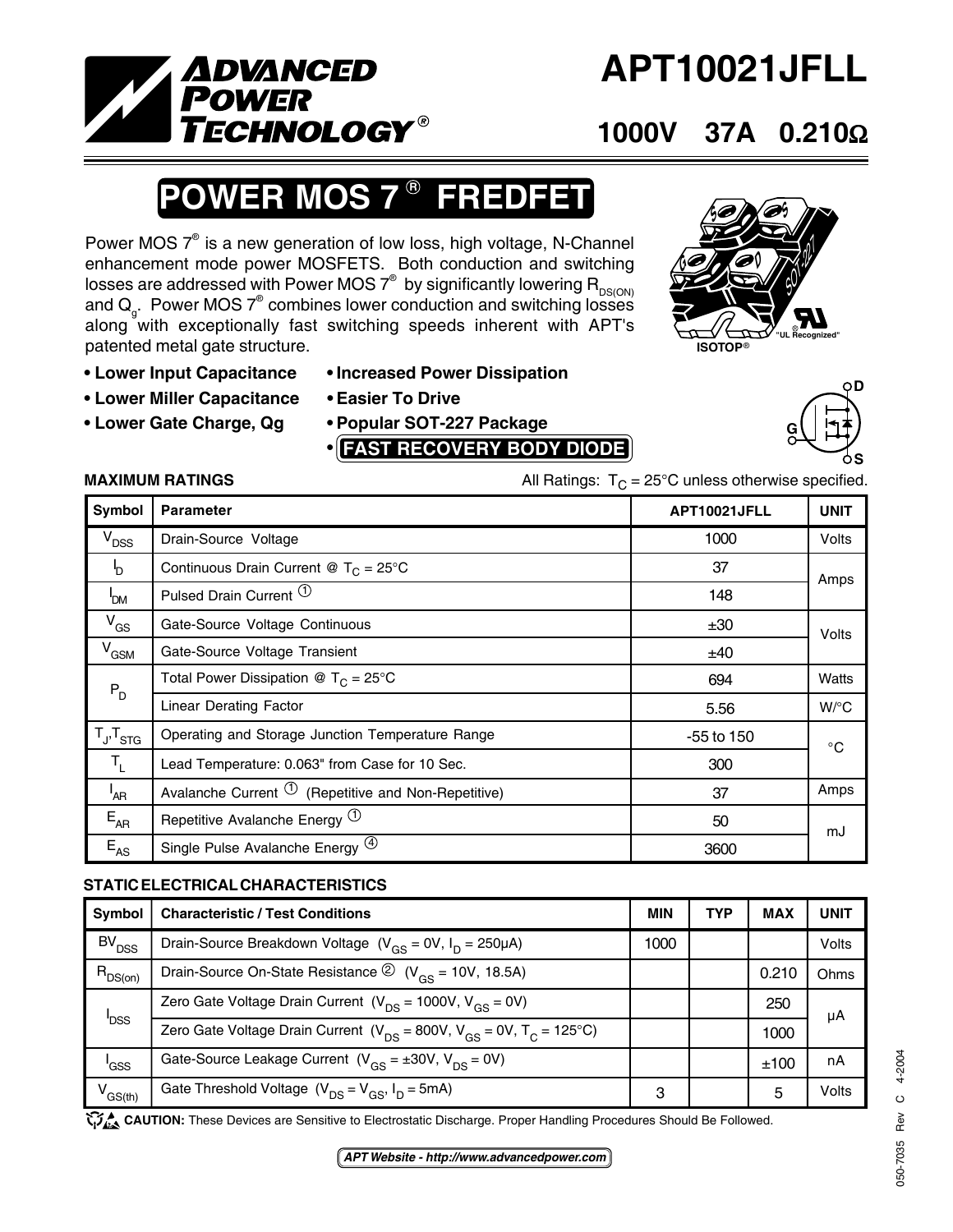# APT10021JFLL

**1000V 37A 0.210Ω**

## POWER MOS 7® FREDFET

Power MOS 7® is a new generation of low loss, high voltage, N-Channel enhancement mode power MOSFETS. Both conduction and switching losses are addressed with Power MOS 7® by significantly lowering $R_{DS(ON)}$ and $Q_g$. Power MOS 7® combines lower conduction and switching losses along with exceptionally fast switching speeds inherent with APT's patented metal gate structure.

- **Lower Input Capacitance**
- **Lower Miller Capacitance**
- **Lower Gate Charge, Qg**
- **Increased Power Dissipation**
- **Easier To Drive**
- **Popular SOT-227 Package**
- **FAST RECOVERY BODY DIODE**

ISOTOP®

"UL Recognized"

### MAXIMUM RATINGS

All Ratings: $T_C = 25°C$ unless otherwise specified.

| Symbol | Parameter | APT10021JFLL | UNIT |
|---|---|---|---|
| $V_{DSS}$ | Drain-Source Voltage | 1000 | Volts |
| $I_D$ | Continuous Drain Current @ $T_C = 25°C$ | 37 | Amps |
| $I_{DM}$ | Pulsed Drain Current ① | 148 | |
| $V_{GS}$ | Gate-Source Voltage Continuous | ±30 | Volts |
| $V_{GSM}$ | Gate-Source Voltage Transient | ±40 | |
| $P_D$ | Total Power Dissipation @ $T_C = 25°C$ | 694 | Watts |
| | Linear Derating Factor | 5.56 | W/°C |
| $T_J,T_{STG}$ | Operating and Storage Junction Temperature Range | -55 to 150 | °C |
| $T_L$ | Lead Temperature: 0.063" from Case for 10 Sec. | 300 | |
| $I_{AR}$ | Avalanche Current ① (Repetitive and Non-Repetitive) | 37 | Amps |
| $E_{AR}$ | Repetitive Avalanche Energy ① | 50 | mJ |
| $E_{AS}$ | Single Pulse Avalanche Energy ④ | 3600 | |

### STATIC ELECTRICAL CHARACTERISTICS

| Symbol | Characteristic / Test Conditions | MIN | TYP | MAX | UNIT |
|---|---|---|---|---|---|
| $BV_{DSS}$ | Drain-Source Breakdown Voltage ($V_{GS} = 0V$, $I_D = 250μA$) | 1000 | | | Volts |
| $R_{DS(on)}$ | Drain-Source On-State Resistance ② ($V_{GS} = 10V$, 18.5A) | | | 0.210 | Ohms |
| $I_{DSS}$ | Zero Gate Voltage Drain Current ($V_{DS} = 1000V$, $V_{GS} = 0V$) | | | 250 | μA |
| | Zero Gate Voltage Drain Current ($V_{DS} = 800V$, $V_{GS} = 0V$, $T_C = 125°C$) | | | 1000 | |
| $I_{GSS}$ | Gate-Source Leakage Current ($V_{GS} = ±30V$, $V_{DS} = 0V$) | | | ±100 | nA |
| $V_{GS(th)}$ | Gate Threshold Voltage ($V_{DS} = V_{GS}$, $I_D = 5mA$) | 3 | | 5 | Volts |

**CAUTION:** These Devices are Sensitive to Electrostatic Discharge. Proper Handling Procedures Should Be Followed.

*APT Website - http://www.advancedpower.com*

050-7035 Rev C 4-2004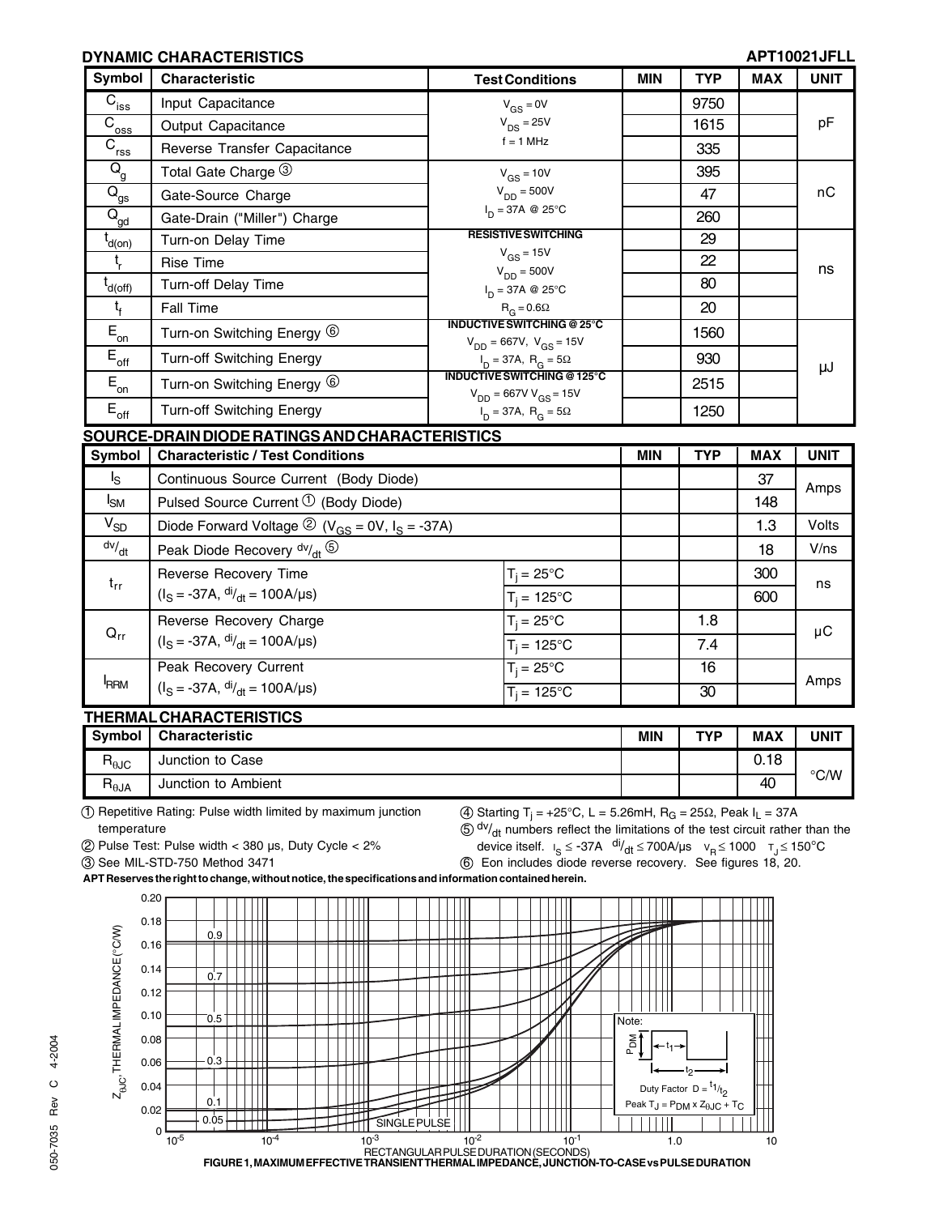## DYNAMIC CHARACTERISTICS

APT10021JFLL

| Symbol | Characteristic | Test Conditions | MIN | TYP | MAX | UNIT |
|---|---|---|---|---|---|---|
| $C_{iss}$ | Input Capacitance | $V_{GS} = 0V$ | | 9750 | | pF |
| $C_{oss}$ | Output Capacitance | $V_{DS} = 25V$ | | 1615 | | |
| $C_{rss}$ | Reverse Transfer Capacitance | f = 1 MHz | | 335 | | |
| $Q_g$ | Total Gate Charge ③ | $V_{GS} = 10V$ | | 395 | | nC |
| $Q_{gs}$ | Gate-Source Charge | $V_{DD} = 500V$ | | 47 | | |
| $Q_{gd}$ | Gate-Drain ("Miller") Charge | $I_D = 37A$ @ 25°C | | 260 | | |
| $t_{d(on)}$ | Turn-on Delay Time | RESISTIVE SWITCHING | | 29 | | ns |
| $t_r$ | Rise Time | $V_{GS} = 15V$ $V_{DD} = 500V$ | | 22 | | |
| $t_{d(off)}$ | Turn-off Delay Time | $I_D = 37A$ @ 25°C | | 80 | | |
| $t_f$ | Fall Time | $R_G = 0.6\Omega$ | | 20 | | |
| $E_{on}$ | Turn-on Switching Energy ⑥ | INDUCTIVE SWITCHING @ 25°C $V_{DD} = 667V$, $V_{GS} = 15V$ | | 1560 | | µJ |
| $E_{off}$ | Turn-off Switching Energy | $I_D = 37A$, $R_G = 5\Omega$ | | 930 | | |
| $E_{on}$ | Turn-on Switching Energy ⑥ | INDUCTIVE SWITCHING @ 125°C $V_{DD} = 667V$ $V_{GS} = 15V$ | | 2515 | | |
| $E_{off}$ | Turn-off Switching Energy | $I_D = 37A$, $R_G = 5\Omega$ | | 1250 | | |

## SOURCE-DRAIN DIODE RATINGS AND CHARACTERISTICS

| Symbol | Characteristic / Test Conditions | | MIN | TYP | MAX | UNIT |
|---|---|---|---|---|---|---|
| $I_S$ | Continuous Source Current (Body Diode) | | | | 37 | Amps |
| $I_{SM}$ | Pulsed Source Current ① (Body Diode) | | | | 148 | |
| $V_{SD}$ | Diode Forward Voltage ② ($V_{GS} = 0V$, $I_S = -37A$) | | | | 1.3 | Volts |
| $dv/_{dt}$ | Peak Diode Recovery $dv/_{dt}$ ⑤ | | | | 18 | V/ns |
| $t_{rr}$ | Reverse Recovery Time | $T_j = 25°C$ | | | 300 | ns |
| | ($I_S = -37A$, $di/_{dt} = 100A/µs$) | $T_j = 125°C$ | | | 600 | |
| $Q_{rr}$ | Reverse Recovery Charge | $T_j = 25°C$ | | 1.8 | | µC |
| | ($I_S = -37A$, $di/_{dt} = 100A/µs$) | $T_j = 125°C$ | | 7.4 | | |
| $I_{RRM}$ | Peak Recovery Current | $T_j = 25°C$ | | 16 | | Amps |
| | ($I_S = -37A$, $di/_{dt} = 100A/µs$) | $T_j = 125°C$ | | 30 | | |

## THERMAL CHARACTERISTICS

| Symbol | Characteristic | MIN | TYP | MAX | UNIT |
|---|---|---|---|---|---|
| $R_{\theta JC}$ | Junction to Case | | | 0.18 | °C/W |
| $R_{\theta JA}$ | Junction to Ambient | | | 40 | |

① Repetitive Rating: Pulse width limited by maximum junction temperature

② Pulse Test: Pulse width < 380 µs, Duty Cycle < 2%

③ See MIL-STD-750 Method 3471

④ Starting $T_j = +25°C$, L = 5.26mH, $R_G = 25\Omega$, Peak $I_L = 37A$

⑤ $dv/_{dt}$ numbers reflect the limitations of the test circuit rather than the device itself. $I_S \leq -37A$ $di/_{dt} \leq 700A/µs$ $V_R \leq 1000$ $T_J \leq 150°C$

⑥ Eon includes diode reverse recovery. See figures 18, 20.

**APT Reserves the right to change, without notice, the specifications and information contained herein.**

$Z_{\theta JC}$, THERMAL IMPEDANCE (°C/W)
0.20
0.18
0.16
0.14
0.12
0.10
0.08
0.06
0.04
0.02
0
0.9
0.7
0.5
0.3
0.1
0.05
SINGLE PULSE
Note:
$P_{DM}$
$t_1$
$t_2$
Duty Factor $D = t_1/t_2$
Peak $T_J = P_{DM} \times Z_{\theta JC} + T_C$
$10^{-5}$ $10^{-4}$ $10^{-3}$ $10^{-2}$ $10^{-1}$ 1.0 10
RECTANGULAR PULSE DURATION (SECONDS)

**FIGURE 1, MAXIMUM EFFECTIVE TRANSIENT THERMAL IMPEDANCE, JUNCTION-TO-CASE vs PULSE DURATION**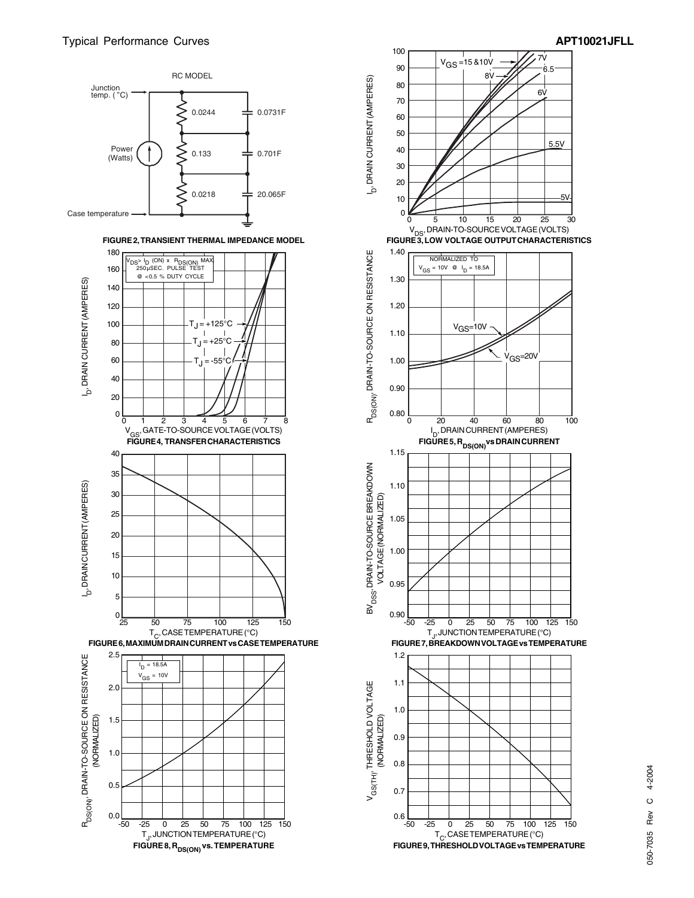Typical Performance Curves

APT10021JFLL

RC MODEL

Junction temp. (°C)

Power (Watts)

Case temperature

0.0244 0.0731F

0.133 0.701F

0.0218 20.065F

**FIGURE 2, TRANSIENT THERMAL IMPEDANCE MODEL**

$V_{GS}$ =15 &10V

7V

6.5

8V

6V

5.5V

5V

$I_D$, DRAIN CURRENT (AMPERES)

$V_{DS}$, DRAIN-TO-SOURCE VOLTAGE (VOLTS)

**FIGURE 3, LOW VOLTAGE OUTPUT CHARACTERISTICS**

$V_{DS} > I_D$ (ON) x $R_{DS(ON)}$ MAX.
250μSEC. PULSE TEST
@ <0.5 % DUTY CYCLE

$T_J$ = +125°C

$T_J$ = +25°C

$T_J$ = -55°C

$I_D$, DRAIN CURRENT (AMPERES)

$V_{GS}$, GATE-TO-SOURCE VOLTAGE (VOLTS)

**FIGURE 4, TRANSFER CHARACTERISTICS**

NORMALIZED TO
$V_{GS}$ = 10V @ $I_D$ = 18.5A

$V_{GS}$=10V

$V_{GS}$=20V

$R_{DS(ON)}$, DRAIN-TO-SOURCE ON RESISTANCE

$I_D$, DRAIN CURRENT (AMPERES)

**FIGURE 5, $R_{DS(ON)}$ vs DRAIN CURRENT**

$I_D$, DRAIN CURRENT (AMPERES)

$T_C$, CASE TEMPERATURE (°C)

**FIGURE 6, MAXIMUM DRAIN CURRENT vs CASE TEMPERATURE**

$BV_{DSS}$, DRAIN-TO-SOURCE BREAKDOWN VOLTAGE (NORMALIZED)

$T_J$, JUNCTION TEMPERATURE (°C)

**FIGURE 7, BREAKDOWN VOLTAGE vs TEMPERATURE**

$I_D$ = 18.5A
$V_{GS}$ = 10V

$R_{DS(ON)}$, DRAIN-TO-SOURCE ON RESISTANCE (NORMALIZED)

$T_J$, JUNCTION TEMPERATURE (°C)

**FIGURE 8, $R_{DS(ON)}$ vs. TEMPERATURE**

$V_{GS(TH)}$, THRESHOLD VOLTAGE (NORMALIZED)

$T_C$, CASE TEMPERATURE (°C)

**FIGURE 9, THRESHOLD VOLTAGE vs TEMPERATURE**

050-7035 Rev C 4-2004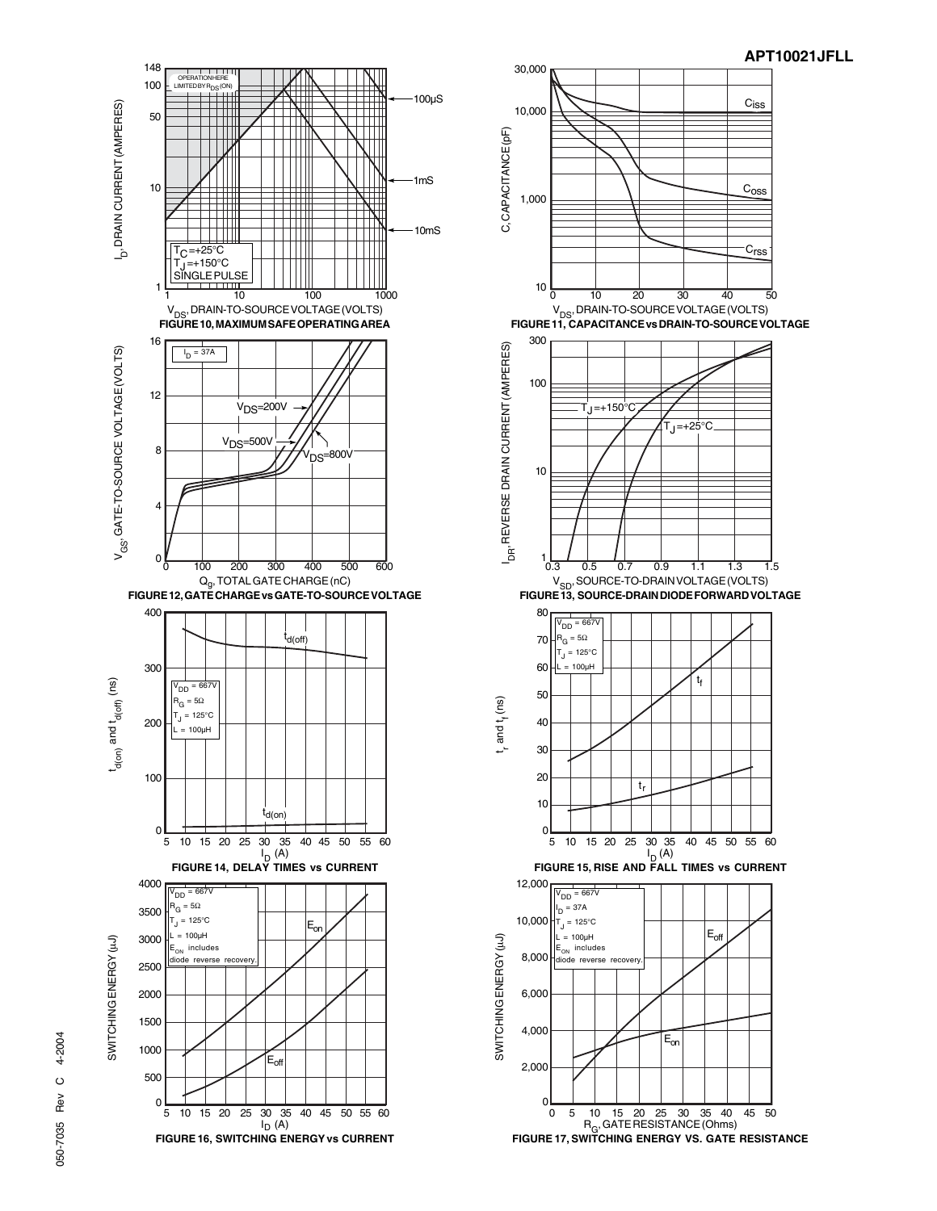APT10021JFLL

148
100
50
10
1

OPERATION HERE LIMITED BY $R_{DS}$(ON)

100µS

1mS

10mS

$T_C$ =+25°C
$T_J$ =+150°C
SINGLE PULSE

1 10 100 1000

$I_D$, DRAIN CURRENT (AMPERES)

$V_{DS}$, DRAIN-TO-SOURCE VOLTAGE (VOLTS)

**FIGURE 10, MAXIMUM SAFE OPERATING AREA**

30,000
10,000
1,000
10

$C_{iss}$

$C_{oss}$

$C_{rss}$

0 10 20 30 40 50

C, CAPACITANCE (pF)

$V_{DS}$, DRAIN-TO-SOURCE VOLTAGE (VOLTS)

**FIGURE 11, CAPACITANCE vs DRAIN-TO-SOURCE VOLTAGE**

16
12
8
4
0

$I_D$ = 37A

$V_{DS}$=200V

$V_{DS}$=500V

$V_{DS}$=800V

0 100 200 300 400 500 600

$V_{GS}$, GATE-TO-SOURCE VOLTAGE (VOLTS)

$Q_g$, TOTAL GATE CHARGE (nC)

**FIGURE 12, GATE CHARGE vs GATE-TO-SOURCE VOLTAGE**

300
100
10
1

$T_J$ =+150°C

$T_J$ =+25°C

0.3 0.5 0.7 0.9 1.1 1.3 1.5

$I_{DR}$, REVERSE DRAIN CURRENT (AMPERES)

$V_{SD}$, SOURCE-TO-DRAIN VOLTAGE (VOLTS)

**FIGURE 13, SOURCE-DRAIN DIODE FORWARD VOLTAGE**

400
300
200
100
0

$t_{d(off)}$

$t_{d(on)}$

$V_{DD}$ = 667V
$R_G$ = 5Ω
$T_J$ = 125°C
L = 100µH

5 10 15 20 25 30 35 40 45 50 55 60

$t_{d(on)}$ and $t_{d(off)}$ (ns)

$I_D$ (A)

**FIGURE 14, DELAY TIMES vs CURRENT**

80
70
60
50
40
30
20
10
0

$V_{DD}$ = 667V
$R_G$ = 5Ω
$T_J$ = 125°C
L = 100µH

$t_f$

$t_r$

5 10 15 20 25 30 35 40 45 50 55 60

$t_r$ and $t_f$ (ns)

$I_D$ (A)

**FIGURE 15, RISE AND FALL TIMES vs CURRENT**

4000
3500
3000
2500
2000
1500
1000
500
0

$V_{DD}$ = 667V
$R_G$ = 5Ω
$T_J$ = 125°C
L = 100µH
$E_{ON}$ includes diode reverse recovery.

$E_{on}$

$E_{off}$

5 10 15 20 25 30 35 40 45 50 55 60

SWITCHING ENERGY (µJ)

$I_D$ (A)

**FIGURE 16, SWITCHING ENERGY vs CURRENT**

12,000
10,000
8,000
6,000
4,000
2,000
0

$V_{DD}$ = 667V
$I_D$ = 37A
$T_J$ = 125°C
L = 100µH
$E_{ON}$ includes diode reverse recovery.

$E_{off}$

$E_{on}$

0 5 10 15 20 25 30 35 40 45 50

SWITCHING ENERGY (µJ)

$R_G$, GATE RESISTANCE (Ohms)

**FIGURE 17, SWITCHING ENERGY VS. GATE RESISTANCE**

050-7035 Rev C 4-2004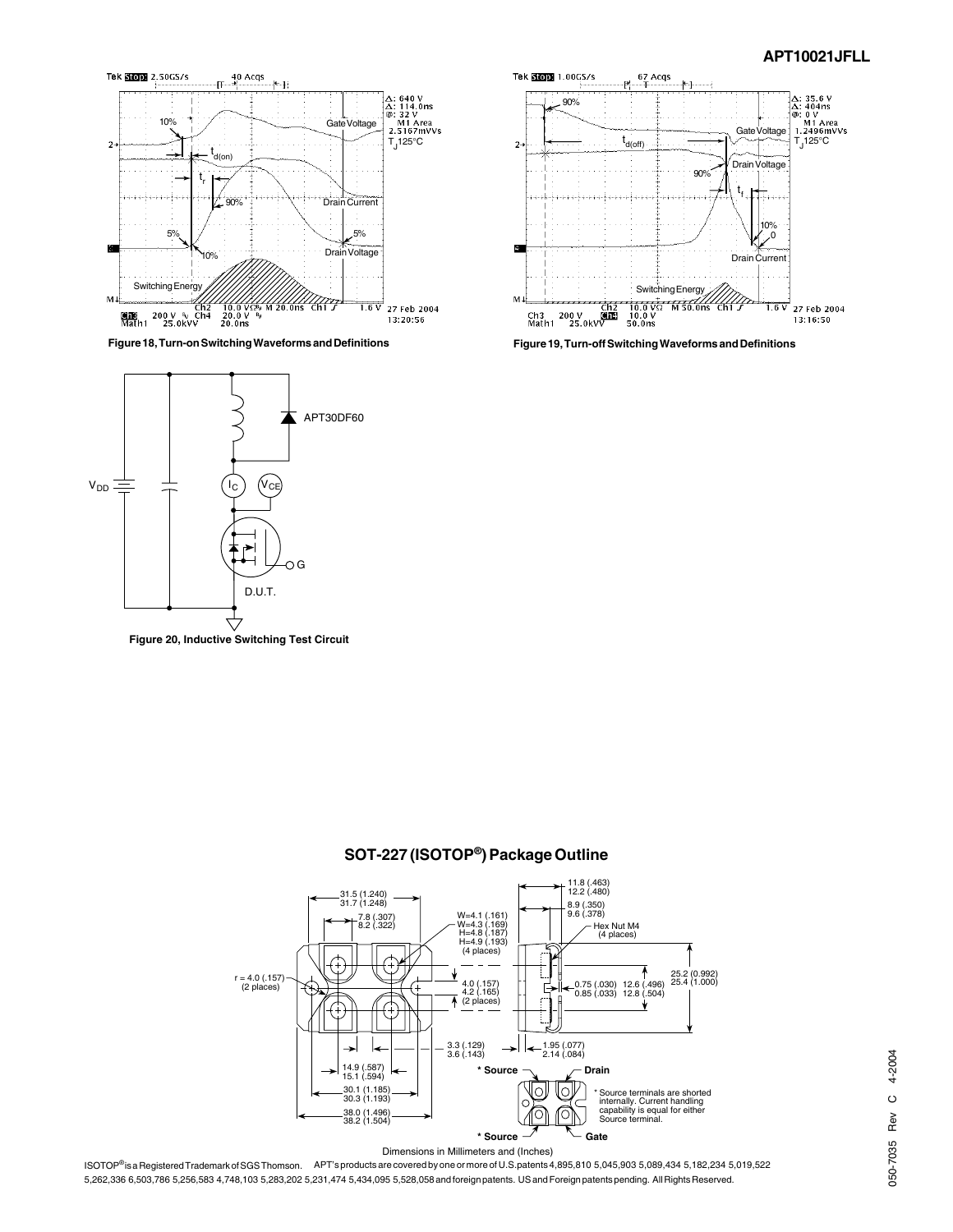Tek Stop: 2.50GS/s 40 Acqs

Δ: 640 V
Δ: 114.0ns
@: 32 V
M1 Area
2.5167mVVs
$T_J$ 125°C

10%
$t_{d(on)}$
$t_r$
Gate Voltage
90%
Drain Current
5%
5%
10%
Drain Voltage
Switching Energy

Ch3 200 V Ch4 20.0 V M 20.0ns Ch1 1.6 V
Math1 25.0kVV 20.0ns
27 Feb 2004
13:20:56

**Figure 18, Turn-on Switching Waveforms and Definitions**

Tek Stop: 1.00GS/s 67 Acqs

Δ: 35.6 V
Δ: 404ns
@: 0 V
M1 Area
1.2496mVVs
$T_J$ 125°C

90%
$t_{d(off)}$
Gate Voltage
Drain Voltage
90%
$t_f$
10%
0
Drain Current
Switching Energy

Ch3 200 V Ch2 10.0 VΩ M 50.0ns Ch1 1.6 V
Math1 25.0kVV 50.0ns
27 Feb 2004
13:16:50

**Figure 19, Turn-off Switching Waveforms and Definitions**

APT30DF60
$V_{DD}$
$I_C$
$V_{CE}$
G
D.U.T.

**Figure 20, Inductive Switching Test Circuit**

## SOT-227 (ISOTOP®) Package Outline

31.5 (1.240)
31.7 (1.248)
7.8 (.307)
8.2 (.322)
W=4.1 (.161)
W=4.3 (.169)
H=4.8 (.187)
H=4.9 (.193)
(4 places)
r = 4.0 (.157)
(2 places)
4.0 (.157)
4.2 (.165)
(2 places)
3.3 (.129)
3.6 (.143)
14.9 (.587)
15.1 (.594)
30.1 (1.185)
30.3 (1.193)
38.0 (1.496)
38.2 (1.504)
11.8 (.463)
12.2 (.480)
8.9 (.350)
9.6 (.378)
Hex Nut M4
(4 places)
0.75 (.030)
0.85 (.033)
12.6 (.496)
12.8 (.504)
25.2 (0.992)
25.4 (1.000)
1.95 (.077)
2.14 (.084)
* Source
Drain
* Source
Gate

* Source terminals are shorted internally. Current handling capability is equal for either Source terminal.

Dimensions in Millimeters and (Inches)

ISOTOP® is a Registered Trademark of SGS Thomson. APT's products are covered by one or more of U.S. patents 4,895,810 5,045,903 5,089,434 5,182,234 5,019,522 5,262,336 6,503,786 5,256,583 4,748,103 5,283,202 5,231,474 5,434,095 5,528,058 and foreign patents. US and Foreign patents pending. All Rights Reserved.

050-7035 Rev C 4-2004